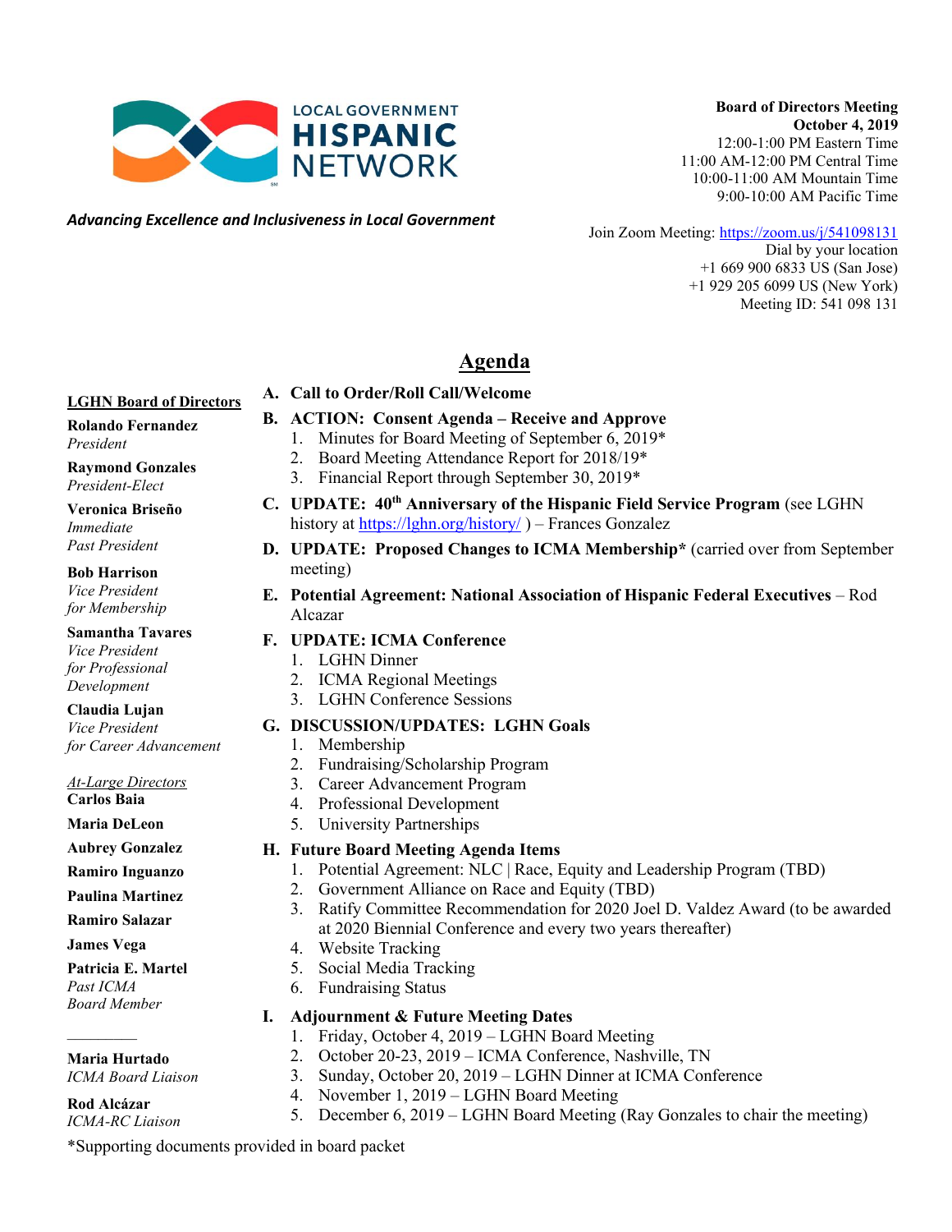LOCAL GOVERNMENT **HISPANIC** NETWORK

*Advancing Excellence and Inclusiveness in Local Government*

**Board of Directors Meeting**
**October 4, 2019**
12:00-1:00 PM Eastern Time
11:00 AM-12:00 PM Central Time
10:00-11:00 AM Mountain Time
9:00-10:00 AM Pacific Time

Join Zoom Meeting: https://zoom.us/j/541098131
Dial by your location
+1 669 900 6833 US (San Jose)
+1 929 205 6099 US (New York)
Meeting ID: 541 098 131

# Agenda

**A. Call to Order/Roll Call/Welcome**

**B. ACTION: Consent Agenda – Receive and Approve**
1. Minutes for Board Meeting of September 6, 2019*
2. Board Meeting Attendance Report for 2018/19*
3. Financial Report through September 30, 2019*

**C. UPDATE: 40th Anniversary of the Hispanic Field Service Program** (see LGHN history at https://lghn.org/history/ ) – Frances Gonzalez

**D. UPDATE: Proposed Changes to ICMA Membership*** (carried over from September meeting)

**E. Potential Agreement: National Association of Hispanic Federal Executives** – Rod Alcazar

**F. UPDATE: ICMA Conference**
1. LGHN Dinner
2. ICMA Regional Meetings
3. LGHN Conference Sessions

**G. DISCUSSION/UPDATES: LGHN Goals**
1. Membership
2. Fundraising/Scholarship Program
3. Career Advancement Program
4. Professional Development
5. University Partnerships

**H. Future Board Meeting Agenda Items**
1. Potential Agreement: NLC | Race, Equity and Leadership Program (TBD)
2. Government Alliance on Race and Equity (TBD)
3. Ratify Committee Recommendation for 2020 Joel D. Valdez Award (to be awarded at 2020 Biennial Conference and every two years thereafter)
4. Website Tracking
5. Social Media Tracking
6. Fundraising Status

**I. Adjournment & Future Meeting Dates**
1. Friday, October 4, 2019 – LGHN Board Meeting
2. October 20-23, 2019 – ICMA Conference, Nashville, TN
3. Sunday, October 20, 2019 – LGHN Dinner at ICMA Conference
4. November 1, 2019 – LGHN Board Meeting
5. December 6, 2019 – LGHN Board Meeting (Ray Gonzales to chair the meeting)

**LGHN Board of Directors**

**Rolando Fernandez**
*President*

**Raymond Gonzales**
*President-Elect*

**Veronica Briseño**
*Immediate Past President*

**Bob Harrison**
*Vice President for Membership*

**Samantha Tavares**
*Vice President for Professional Development*

**Claudia Lujan**
*Vice President for Career Advancement*

*At-Large Directors*
**Carlos Baia**
**Maria DeLeon**
**Aubrey Gonzalez**
**Ramiro Inguanzo**
**Paulina Martinez**
**Ramiro Salazar**
**James Vega**
**Patricia E. Martel**
*Past ICMA Board Member*

---

**Maria Hurtado**
*ICMA Board Liaison*

**Rod Alcázar**
*ICMA-RC Liaison*

*Supporting documents provided in board packet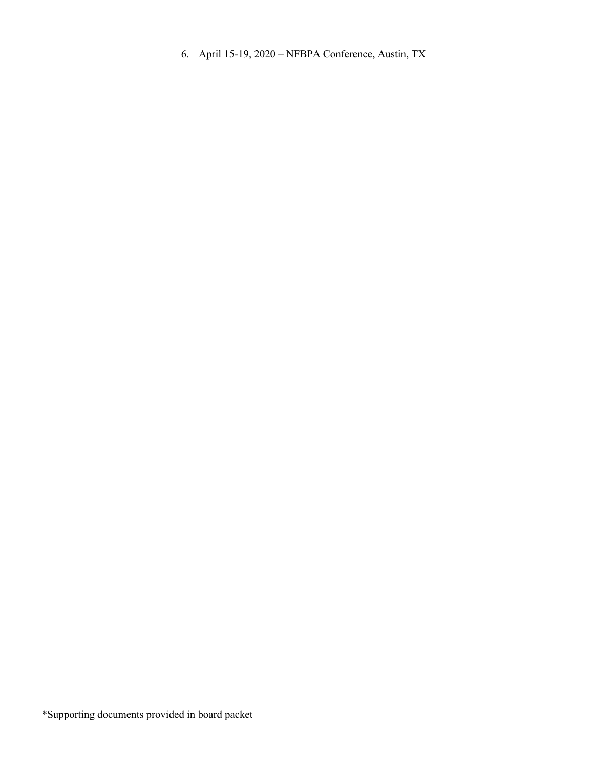6. April 15-19, 2020 – NFBPA Conference, Austin, TX

*Supporting documents provided in board packet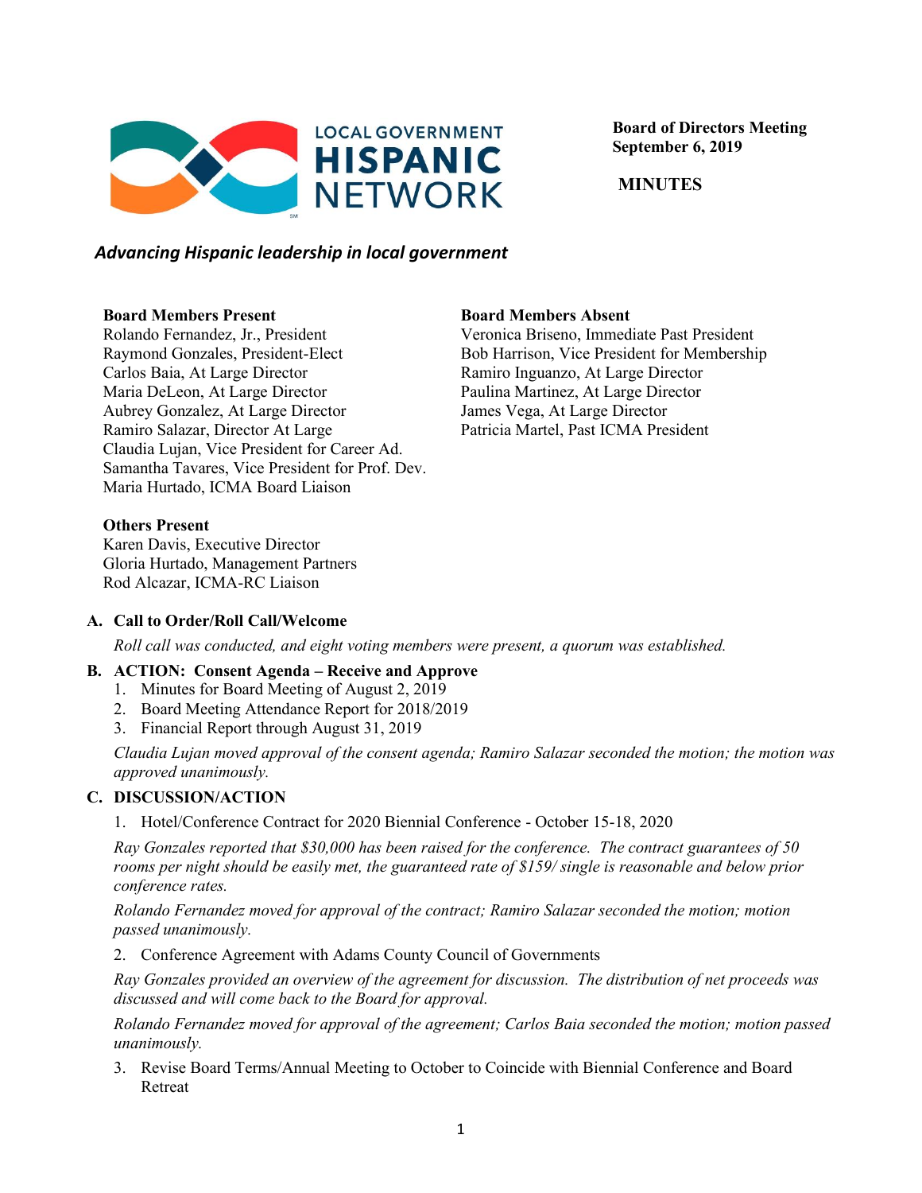# LOCAL GOVERNMENT HISPANIC NETWORK

**Board of Directors Meeting**
**September 6, 2019**

**MINUTES**

***Advancing Hispanic leadership in local government***

**Board Members Present**
Rolando Fernandez, Jr., President
Raymond Gonzales, President-Elect
Carlos Baia, At Large Director
Maria DeLeon, At Large Director
Aubrey Gonzalez, At Large Director
Ramiro Salazar, Director At Large
Claudia Lujan, Vice President for Career Ad.
Samantha Tavares, Vice President for Prof. Dev.
Maria Hurtado, ICMA Board Liaison

**Board Members Absent**
Veronica Briseno, Immediate Past President
Bob Harrison, Vice President for Membership
Ramiro Inguanzo, At Large Director
Paulina Martinez, At Large Director
James Vega, At Large Director
Patricia Martel, Past ICMA President

**Others Present**
Karen Davis, Executive Director
Gloria Hurtado, Management Partners
Rod Alcazar, ICMA-RC Liaison

**A. Call to Order/Roll Call/Welcome**

*Roll call was conducted, and eight voting members were present, a quorum was established.*

**B. ACTION: Consent Agenda – Receive and Approve**

1. Minutes for Board Meeting of August 2, 2019
2. Board Meeting Attendance Report for 2018/2019
3. Financial Report through August 31, 2019

*Claudia Lujan moved approval of the consent agenda; Ramiro Salazar seconded the motion; the motion was approved unanimously.*

**C. DISCUSSION/ACTION**

1. Hotel/Conference Contract for 2020 Biennial Conference - October 15-18, 2020

*Ray Gonzales reported that $30,000 has been raised for the conference. The contract guarantees of 50 rooms per night should be easily met, the guaranteed rate of $159/ single is reasonable and below prior conference rates.*

*Rolando Fernandez moved for approval of the contract; Ramiro Salazar seconded the motion; motion passed unanimously.*

2. Conference Agreement with Adams County Council of Governments

*Ray Gonzales provided an overview of the agreement for discussion. The distribution of net proceeds was discussed and will come back to the Board for approval.*

*Rolando Fernandez moved for approval of the agreement; Carlos Baia seconded the motion; motion passed unanimously.*

3. Revise Board Terms/Annual Meeting to October to Coincide with Biennial Conference and Board Retreat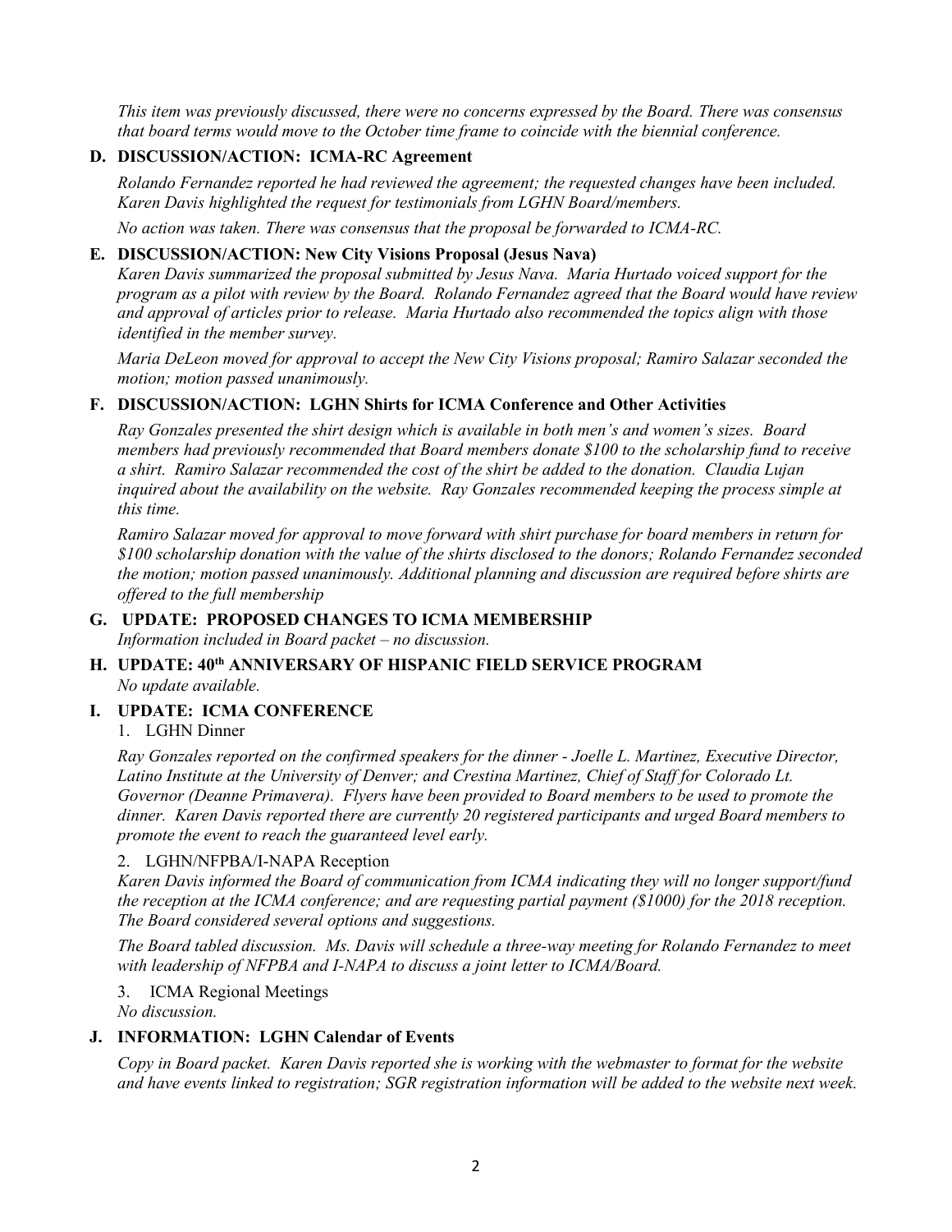*This item was previously discussed, there were no concerns expressed by the Board. There was consensus that board terms would move to the October time frame to coincide with the biennial conference.*

**D. DISCUSSION/ACTION: ICMA-RC Agreement**

*Rolando Fernandez reported he had reviewed the agreement; the requested changes have been included. Karen Davis highlighted the request for testimonials from LGHN Board/members.*

*No action was taken. There was consensus that the proposal be forwarded to ICMA-RC.*

**E. DISCUSSION/ACTION: New City Visions Proposal (Jesus Nava)**

*Karen Davis summarized the proposal submitted by Jesus Nava. Maria Hurtado voiced support for the program as a pilot with review by the Board. Rolando Fernandez agreed that the Board would have review and approval of articles prior to release. Maria Hurtado also recommended the topics align with those identified in the member survey.*

*Maria DeLeon moved for approval to accept the New City Visions proposal; Ramiro Salazar seconded the motion; motion passed unanimously.*

**F. DISCUSSION/ACTION: LGHN Shirts for ICMA Conference and Other Activities**

*Ray Gonzales presented the shirt design which is available in both men's and women's sizes. Board members had previously recommended that Board members donate $100 to the scholarship fund to receive a shirt. Ramiro Salazar recommended the cost of the shirt be added to the donation. Claudia Lujan inquired about the availability on the website. Ray Gonzales recommended keeping the process simple at this time.*

*Ramiro Salazar moved for approval to move forward with shirt purchase for board members in return for $100 scholarship donation with the value of the shirts disclosed to the donors; Rolando Fernandez seconded the motion; motion passed unanimously. Additional planning and discussion are required before shirts are offered to the full membership*

**G. UPDATE: PROPOSED CHANGES TO ICMA MEMBERSHIP**

*Information included in Board packet – no discussion.*

**H. UPDATE: 40th ANNIVERSARY OF HISPANIC FIELD SERVICE PROGRAM**

*No update available.*

**I. UPDATE: ICMA CONFERENCE**

1. LGHN Dinner

*Ray Gonzales reported on the confirmed speakers for the dinner - Joelle L. Martinez, Executive Director, Latino Institute at the University of Denver; and Crestina Martinez, Chief of Staff for Colorado Lt. Governor (Deanne Primavera). Flyers have been provided to Board members to be used to promote the dinner. Karen Davis reported there are currently 20 registered participants and urged Board members to promote the event to reach the guaranteed level early.*

2. LGHN/NFPBA/I-NAPA Reception

*Karen Davis informed the Board of communication from ICMA indicating they will no longer support/fund the reception at the ICMA conference; and are requesting partial payment ($1000) for the 2018 reception. The Board considered several options and suggestions.*

*The Board tabled discussion. Ms. Davis will schedule a three-way meeting for Rolando Fernandez to meet with leadership of NFPBA and I-NAPA to discuss a joint letter to ICMA/Board.*

3. ICMA Regional Meetings

*No discussion.*

**J. INFORMATION: LGHN Calendar of Events**

*Copy in Board packet. Karen Davis reported she is working with the webmaster to format for the website and have events linked to registration; SGR registration information will be added to the website next week.*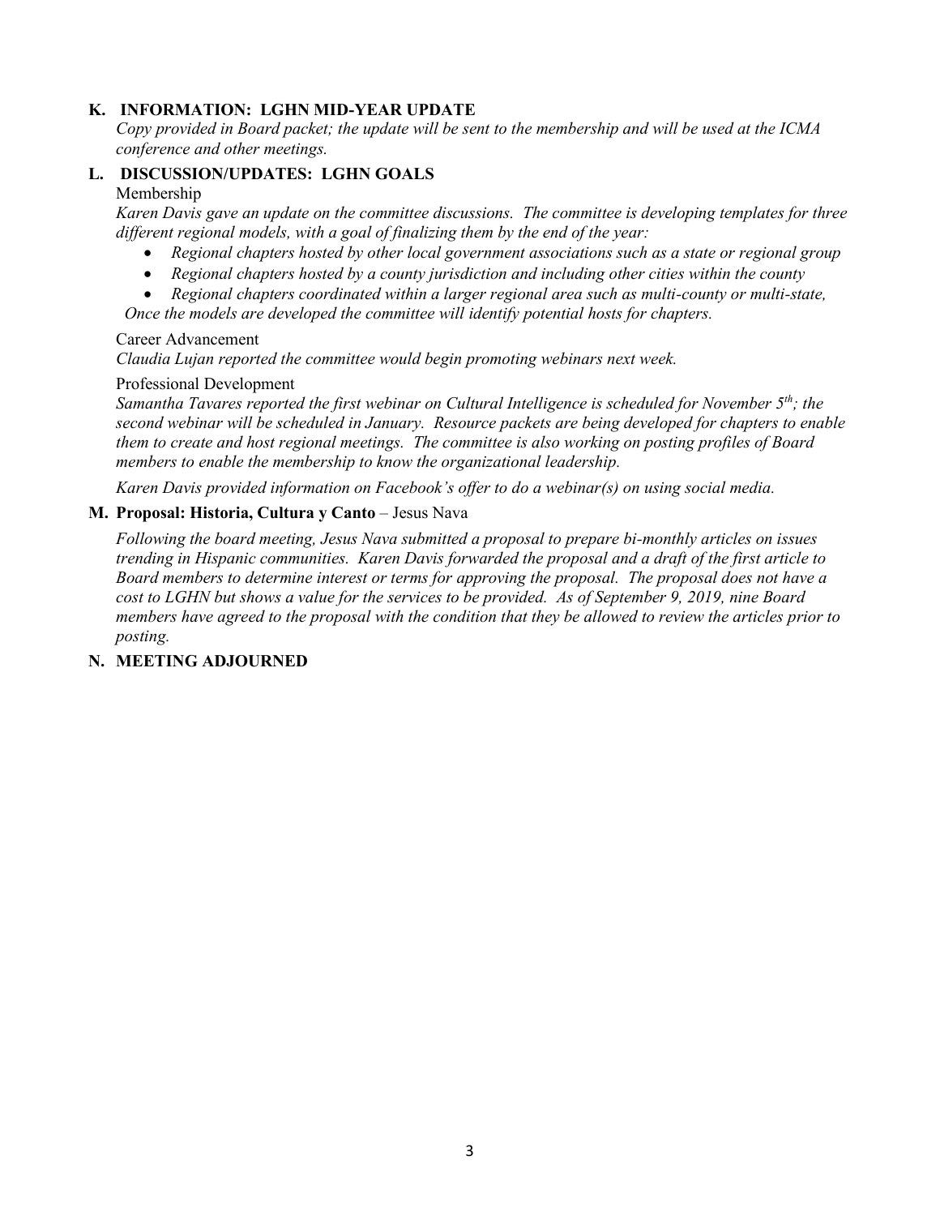**K. INFORMATION: LGHN MID-YEAR UPDATE**

*Copy provided in Board packet; the update will be sent to the membership and will be used at the ICMA conference and other meetings.*

**L. DISCUSSION/UPDATES: LGHN GOALS**

Membership

*Karen Davis gave an update on the committee discussions. The committee is developing templates for three different regional models, with a goal of finalizing them by the end of the year:*

- *Regional chapters hosted by other local government associations such as a state or regional group*
- *Regional chapters hosted by a county jurisdiction and including other cities within the county*
- *Regional chapters coordinated within a larger regional area such as multi-county or multi-state,*

*Once the models are developed the committee will identify potential hosts for chapters.*

Career Advancement

*Claudia Lujan reported the committee would begin promoting webinars next week.*

Professional Development

*Samantha Tavares reported the first webinar on Cultural Intelligence is scheduled for November 5th; the second webinar will be scheduled in January. Resource packets are being developed for chapters to enable them to create and host regional meetings. The committee is also working on posting profiles of Board members to enable the membership to know the organizational leadership.*

*Karen Davis provided information on Facebook's offer to do a webinar(s) on using social media.*

**M. Proposal: Historia, Cultura y Canto** – Jesus Nava

*Following the board meeting, Jesus Nava submitted a proposal to prepare bi-monthly articles on issues trending in Hispanic communities. Karen Davis forwarded the proposal and a draft of the first article to Board members to determine interest or terms for approving the proposal. The proposal does not have a cost to LGHN but shows a value for the services to be provided. As of September 9, 2019, nine Board members have agreed to the proposal with the condition that they be allowed to review the articles prior to posting.*

**N. MEETING ADJOURNED**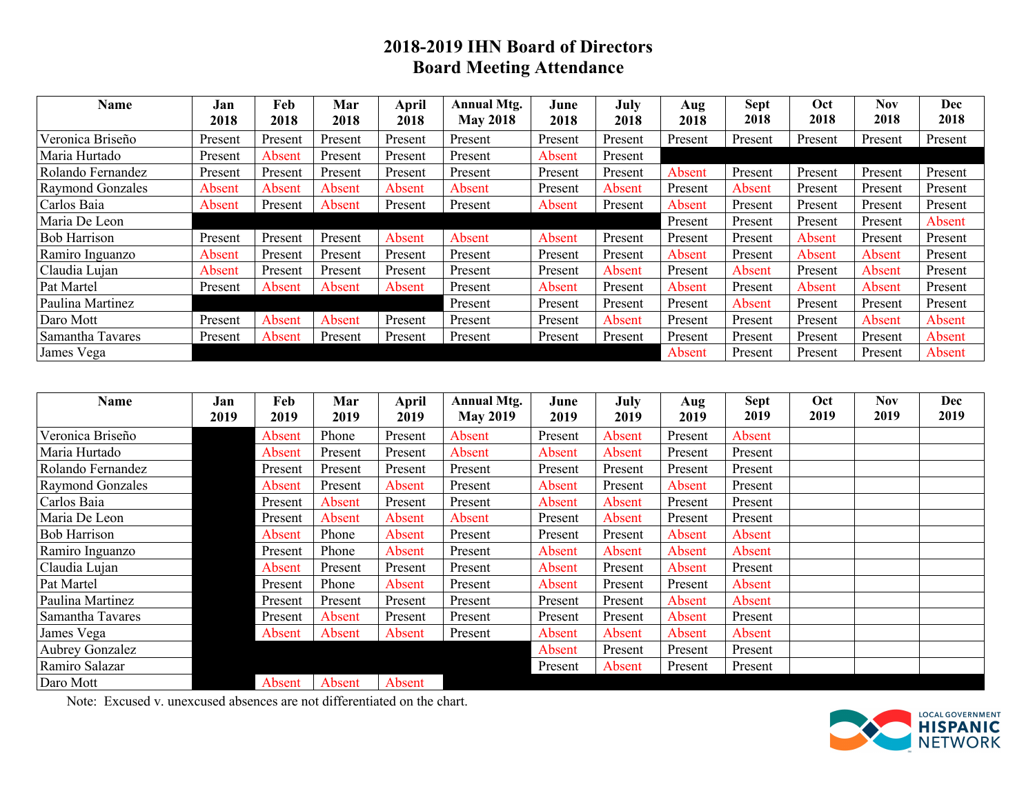# 2018-2019 IHN Board of Directors
## Board Meeting Attendance

| Name | Jan 2018 | Feb 2018 | Mar 2018 | April 2018 | Annual Mtg. May 2018 | June 2018 | July 2018 | Aug 2018 | Sept 2018 | Oct 2018 | Nov 2018 | Dec 2018 |
|---|---|---|---|---|---|---|---|---|---|---|---|---|
| Veronica Briseño | Present | Present | Present | Present | Present | Present | Present | Present | Present | Present | Present | Present |
| Maria Hurtado | Present | Absent | Present | Present | Present | Absent | Present | | | | | |
| Rolando Fernandez | Present | Present | Present | Present | Present | Present | Present | Absent | Present | Present | Present | Present |
| Raymond Gonzales | Absent | Absent | Absent | Absent | Absent | Present | Absent | Present | Absent | Present | Present | Present |
| Carlos Baia | Absent | Present | Absent | Present | Present | Absent | Present | Absent | Present | Present | Present | Present |
| Maria De Leon | | | | | | | | Present | Present | Present | Present | Absent |
| Bob Harrison | Present | Present | Present | Absent | Absent | Absent | Present | Present | Present | Absent | Present | Present |
| Ramiro Inguanzo | Absent | Present | Present | Present | Present | Present | Present | Absent | Present | Absent | Absent | Present |
| Claudia Lujan | Absent | Present | Present | Present | Present | Present | Absent | Present | Absent | Present | Absent | Present |
| Pat Martel | Present | Absent | Absent | Absent | Present | Absent | Present | Absent | Present | Absent | Absent | Present |
| Paulina Martinez | | | | | Present | Present | Present | Present | Absent | Present | Present | Present |
| Daro Mott | Present | Absent | Absent | Present | Present | Present | Absent | Present | Present | Present | Absent | Absent |
| Samantha Tavares | Present | Absent | Present | Present | Present | Present | Present | Present | Present | Present | Present | Absent |
| James Vega | | | | | | | | Absent | Present | Present | Present | Absent |

| Name | Jan 2019 | Feb 2019 | Mar 2019 | April 2019 | Annual Mtg. May 2019 | June 2019 | July 2019 | Aug 2019 | Sept 2019 | Oct 2019 | Nov 2019 | Dec 2019 |
|---|---|---|---|---|---|---|---|---|---|---|---|---|
| Veronica Briseño | | Absent | Phone | Present | Absent | Present | Absent | Present | Absent | | | |
| Maria Hurtado | | Absent | Present | Present | Absent | Absent | Absent | Present | Present | | | |
| Rolando Fernandez | | Present | Present | Present | Present | Present | Present | Present | Present | | | |
| Raymond Gonzales | | Absent | Present | Absent | Present | Absent | Present | Absent | Present | | | |
| Carlos Baia | | Present | Absent | Present | Present | Absent | Absent | Present | Present | | | |
| Maria De Leon | | Present | Absent | Absent | Absent | Present | Absent | Present | Present | | | |
| Bob Harrison | | Absent | Phone | Absent | Present | Present | Present | Absent | Absent | | | |
| Ramiro Inguanzo | | Present | Phone | Absent | Present | Absent | Absent | Absent | Absent | | | |
| Claudia Lujan | | Absent | Present | Present | Present | Absent | Present | Absent | Present | | | |
| Pat Martel | | Present | Phone | Absent | Present | Absent | Present | Present | Absent | | | |
| Paulina Martinez | | Present | Present | Present | Present | Present | Present | Absent | Absent | | | |
| Samantha Tavares | | Present | Absent | Present | Present | Present | Present | Absent | Present | | | |
| James Vega | | Absent | Absent | Absent | Present | Absent | Absent | Absent | Absent | | | |
| Aubrey Gonzalez | | | | | | Absent | Present | Present | Present | | | |
| Ramiro Salazar | | | | | | Present | Absent | Present | Present | | | |
| Daro Mott | | Absent | Absent | Absent | | | | | | | | |

Note: Excused v. unexcused absences are not differentiated on the chart.

LOCAL GOVERNMENT HISPANIC NETWORK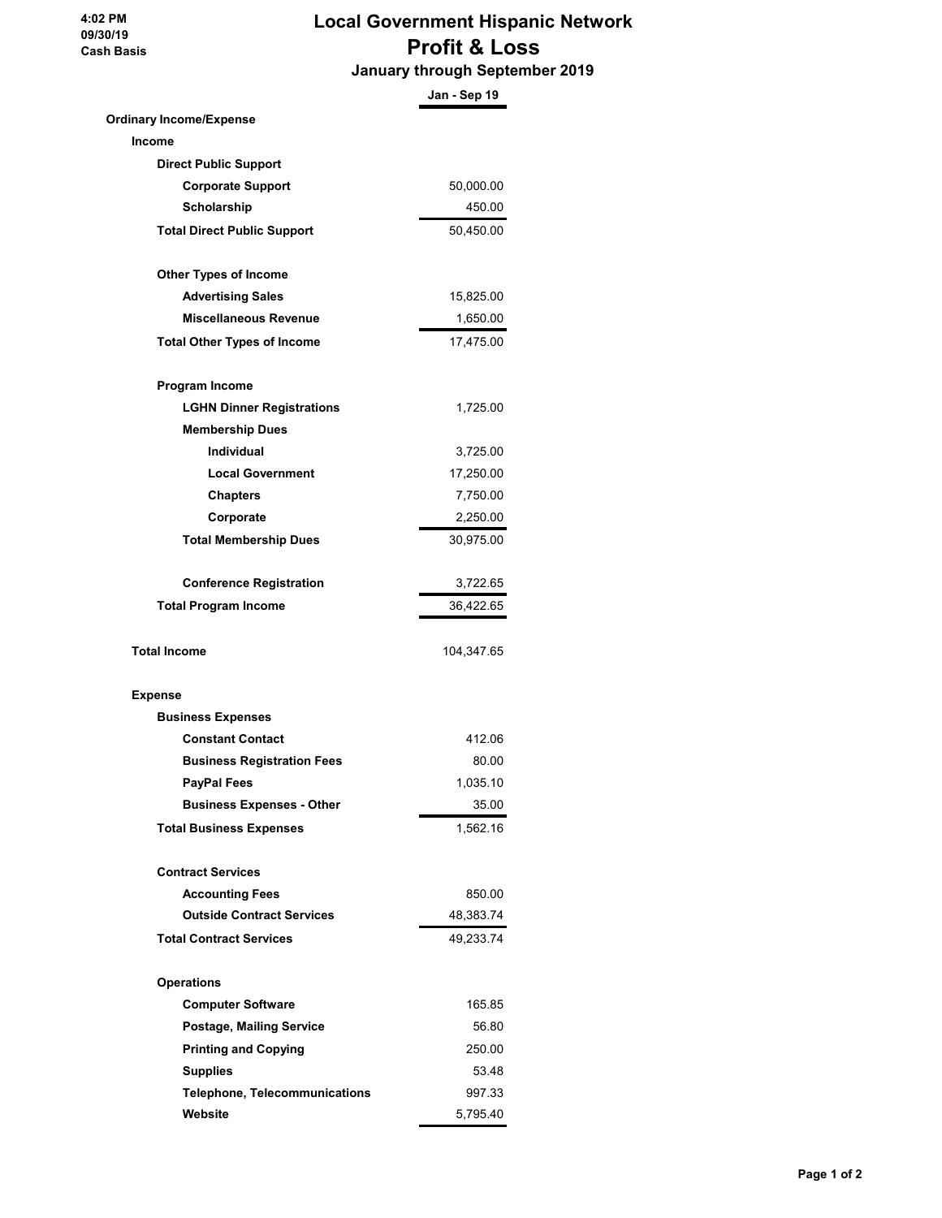4:02 PM
09/30/19
Cash Basis

# Local Government Hispanic Network
## Profit & Loss
### January through September 2019

| | Jan - Sep 19 |
|---|---|
| **Ordinary Income/Expense** | |
| **Income** | |
| **Direct Public Support** | |
| **Corporate Support** | 50,000.00 |
| **Scholarship** | 450.00 |
| **Total Direct Public Support** | 50,450.00 |
| | |
| **Other Types of Income** | |
| **Advertising Sales** | 15,825.00 |
| **Miscellaneous Revenue** | 1,650.00 |
| **Total Other Types of Income** | 17,475.00 |
| | |
| **Program Income** | |
| **LGHN Dinner Registrations** | 1,725.00 |
| **Membership Dues** | |
| **Individual** | 3,725.00 |
| **Local Government** | 17,250.00 |
| **Chapters** | 7,750.00 |
| **Corporate** | 2,250.00 |
| **Total Membership Dues** | 30,975.00 |
| | |
| **Conference Registration** | 3,722.65 |
| **Total Program Income** | 36,422.65 |
| | |
| **Total Income** | 104,347.65 |
| | |
| **Expense** | |
| **Business Expenses** | |
| **Constant Contact** | 412.06 |
| **Business Registration Fees** | 80.00 |
| **PayPal Fees** | 1,035.10 |
| **Business Expenses - Other** | 35.00 |
| **Total Business Expenses** | 1,562.16 |
| | |
| **Contract Services** | |
| **Accounting Fees** | 850.00 |
| **Outside Contract Services** | 48,383.74 |
| **Total Contract Services** | 49,233.74 |
| | |
| **Operations** | |
| **Computer Software** | 165.85 |
| **Postage, Mailing Service** | 56.80 |
| **Printing and Copying** | 250.00 |
| **Supplies** | 53.48 |
| **Telephone, Telecommunications** | 997.33 |
| **Website** | 5,795.40 |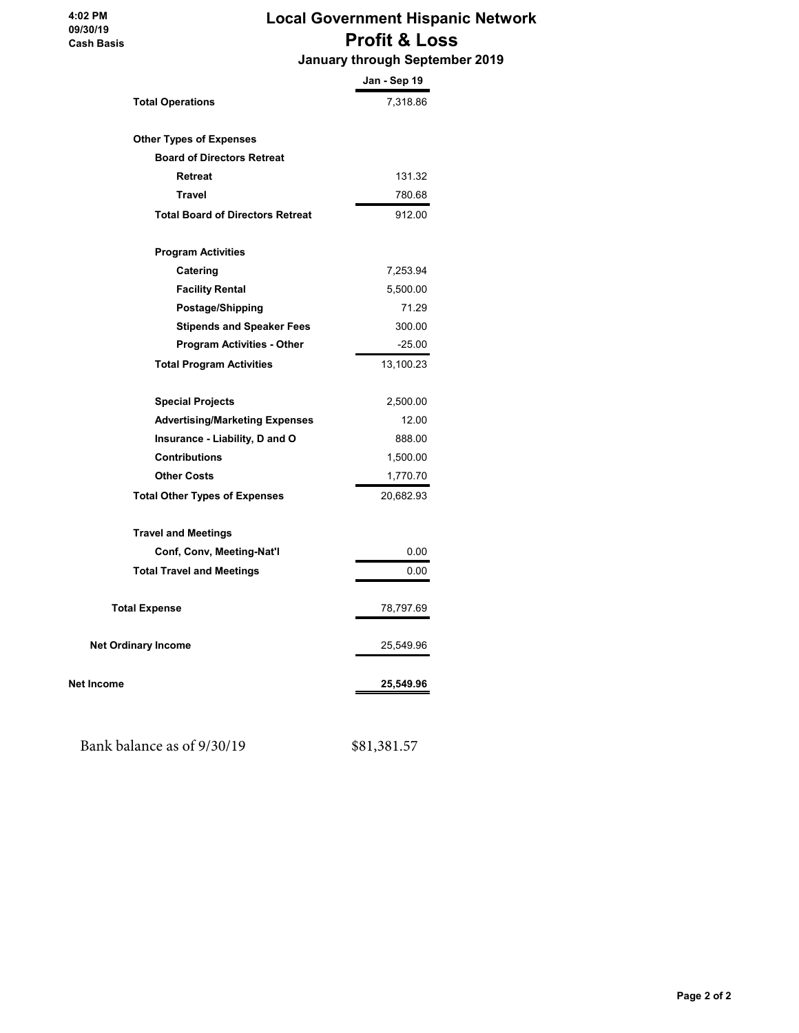# Local Government Hispanic Network

## Profit & Loss

### January through September 2019

4:02 PM
09/30/19
Cash Basis

| | Jan - Sep 19 |
|---|---|
| **Total Operations** | 7,318.86 |
| | |
| **Other Types of Expenses** | |
| **Board of Directors Retreat** | |
| **Retreat** | 131.32 |
| **Travel** | 780.68 |
| **Total Board of Directors Retreat** | 912.00 |
| | |
| **Program Activities** | |
| **Catering** | 7,253.94 |
| **Facility Rental** | 5,500.00 |
| **Postage/Shipping** | 71.29 |
| **Stipends and Speaker Fees** | 300.00 |
| **Program Activities - Other** | -25.00 |
| **Total Program Activities** | 13,100.23 |
| | |
| **Special Projects** | 2,500.00 |
| **Advertising/Marketing Expenses** | 12.00 |
| **Insurance - Liability, D and O** | 888.00 |
| **Contributions** | 1,500.00 |
| **Other Costs** | 1,770.70 |
| **Total Other Types of Expenses** | 20,682.93 |
| | |
| **Travel and Meetings** | |
| **Conf, Conv, Meeting-Nat'l** | 0.00 |
| **Total Travel and Meetings** | 0.00 |
| | |
| **Total Expense** | 78,797.69 |
| | |
| **Net Ordinary Income** | 25,549.96 |
| | |
| **Net Income** | **25,549.96** |

Bank balance as of 9/30/19 $81,381.57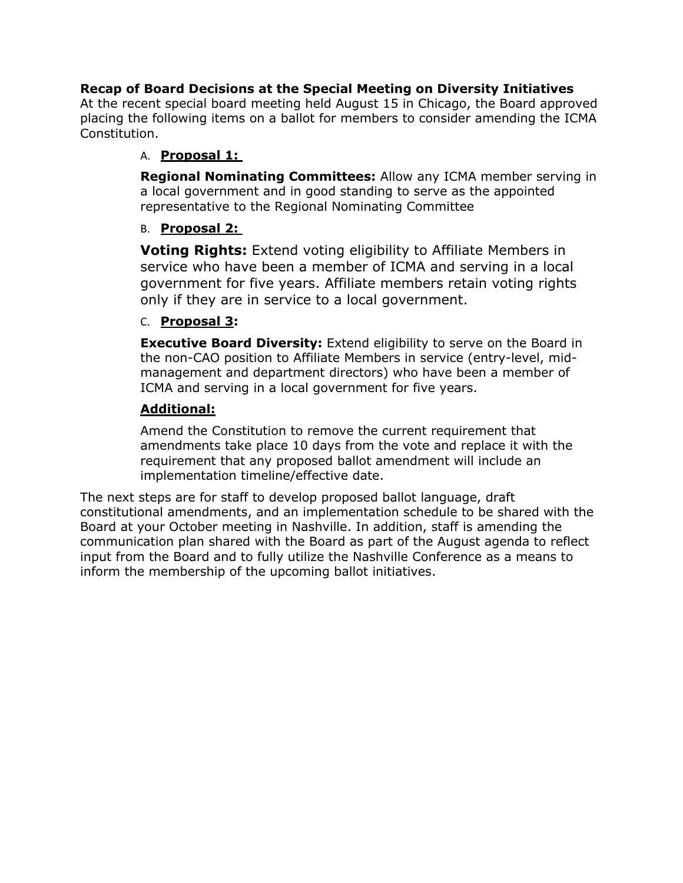**Recap of Board Decisions at the Special Meeting on Diversity Initiatives**

At the recent special board meeting held August 15 in Chicago, the Board approved placing the following items on a ballot for members to consider amending the ICMA Constitution.

A. **Proposal 1:**

**Regional Nominating Committees:** Allow any ICMA member serving in a local government and in good standing to serve as the appointed representative to the Regional Nominating Committee

B. **Proposal 2:**

**Voting Rights:** Extend voting eligibility to Affiliate Members in service who have been a member of ICMA and serving in a local government for five years. Affiliate members retain voting rights only if they are in service to a local government.

C. **Proposal 3:**

**Executive Board Diversity:** Extend eligibility to serve on the Board in the non-CAO position to Affiliate Members in service (entry-level, mid-management and department directors) who have been a member of ICMA and serving in a local government for five years.

**Additional:**

Amend the Constitution to remove the current requirement that amendments take place 10 days from the vote and replace it with the requirement that any proposed ballot amendment will include an implementation timeline/effective date.

The next steps are for staff to develop proposed ballot language, draft constitutional amendments, and an implementation schedule to be shared with the Board at your October meeting in Nashville. In addition, staff is amending the communication plan shared with the Board as part of the August agenda to reflect input from the Board and to fully utilize the Nashville Conference as a means to inform the membership of the upcoming ballot initiatives.